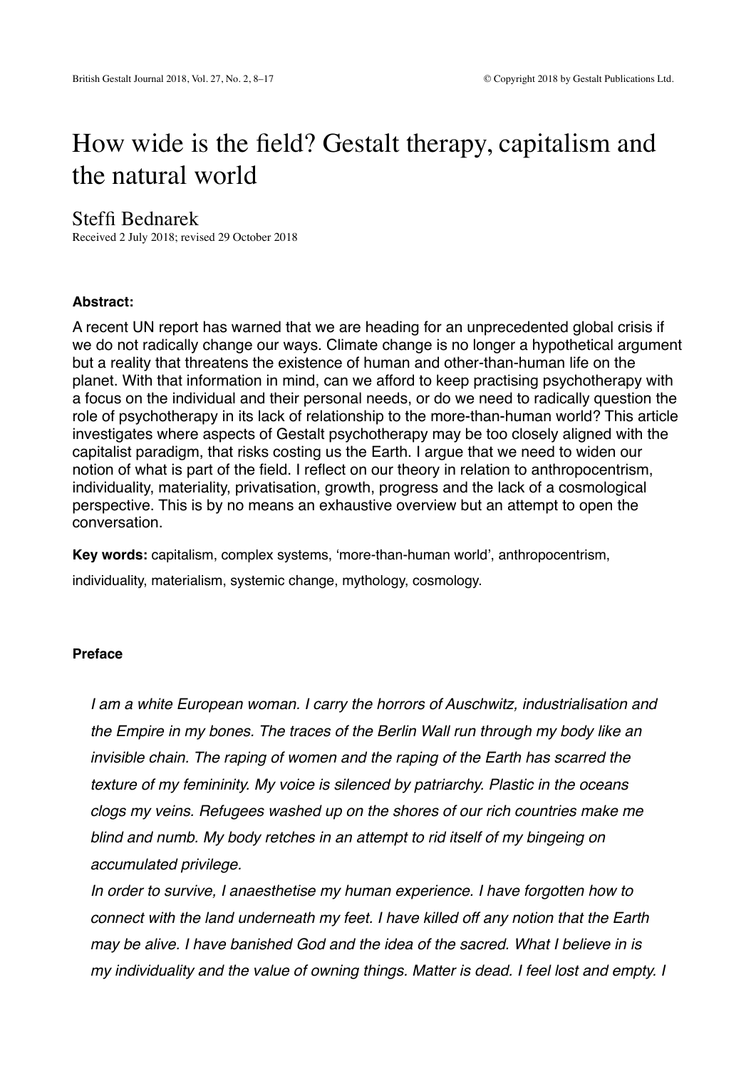# How wide is the field? Gestalt therapy, capitalism and the natural world

Steffi Bednarek

Received 2 July 2018; revised 29 October 2018

**Abstract:**

A recent UN report has warned that we are heading for an unprecedented global crisis if we do not radically change our ways. Climate change is no longer a hypothetical argument but a reality that threatens the existence of human and other-than-human life on the planet. With that information in mind, can we afford to keep practising psychotherapy with a focus on the individual and their personal needs, or do we need to radically question the role of psychotherapy in its lack of relationship to the more-than-human world? This article investigates where aspects of Gestalt psychotherapy may be too closely aligned with the capitalist paradigm, that risks costing us the Earth. I argue that we need to widen our notion of what is part of the field. I reflect on our theory in relation to anthropocentrism, individuality, materiality, privatisation, growth, progress and the lack of a cosmological perspective. This is by no means an exhaustive overview but an attempt to open the conversation.

**Key words:** capitalism, complex systems, 'more-than-human world', anthropocentrism, individuality, materialism, systemic change, mythology, cosmology.

**Preface**

*I am a white European woman. I carry the horrors of Auschwitz, industrialisation and the Empire in my bones. The traces of the Berlin Wall run through my body like an invisible chain. The raping of women and the raping of the Earth has scarred the texture of my femininity. My voice is silenced by patriarchy. Plastic in the oceans clogs my veins. Refugees washed up on the shores of our rich countries make me blind and numb. My body retches in an attempt to rid itself of my bingeing on accumulated privilege.*

*In order to survive, I anaesthetise my human experience. I have forgotten how to connect with the land underneath my feet. I have killed off any notion that the Earth may be alive. I have banished God and the idea of the sacred. What I believe in is my individuality and the value of owning things. Matter is dead. I feel lost and empty. I*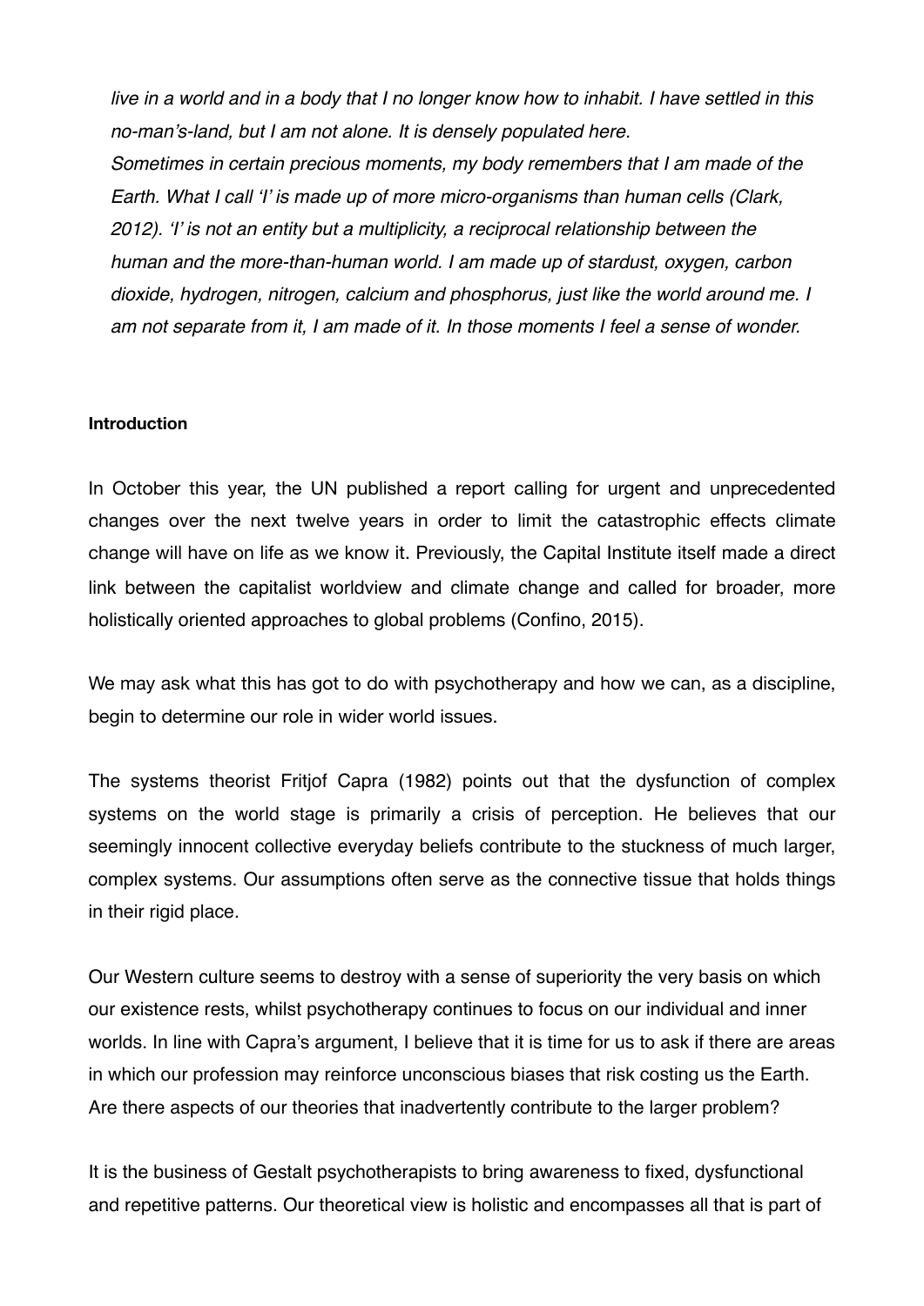*live in a world and in a body that I no longer know how to inhabit. I have settled in this no-man's-land, but I am not alone. It is densely populated here.*

*Sometimes in certain precious moments, my body remembers that I am made of the Earth. What I call 'I' is made up of more micro-organisms than human cells (Clark, 2012). 'I' is not an entity but a multiplicity, a reciprocal relationship between the human and the more-than-human world. I am made up of stardust, oxygen, carbon dioxide, hydrogen, nitrogen, calcium and phosphorus, just like the world around me. I am not separate from it, I am made of it. In those moments I feel a sense of wonder.*

**Introduction**

In October this year, the UN published a report calling for urgent and unprecedented changes over the next twelve years in order to limit the catastrophic effects climate change will have on life as we know it. Previously, the Capital Institute itself made a direct link between the capitalist worldview and climate change and called for broader, more holistically oriented approaches to global problems (Confino, 2015).

We may ask what this has got to do with psychotherapy and how we can, as a discipline, begin to determine our role in wider world issues.

The systems theorist Fritjof Capra (1982) points out that the dysfunction of complex systems on the world stage is primarily a crisis of perception. He believes that our seemingly innocent collective everyday beliefs contribute to the stuckness of much larger, complex systems. Our assumptions often serve as the connective tissue that holds things in their rigid place.

Our Western culture seems to destroy with a sense of superiority the very basis on which our existence rests, whilst psychotherapy continues to focus on our individual and inner worlds. In line with Capra's argument, I believe that it is time for us to ask if there are areas in which our profession may reinforce unconscious biases that risk costing us the Earth. Are there aspects of our theories that inadvertently contribute to the larger problem?

It is the business of Gestalt psychotherapists to bring awareness to fixed, dysfunctional and repetitive patterns. Our theoretical view is holistic and encompasses all that is part of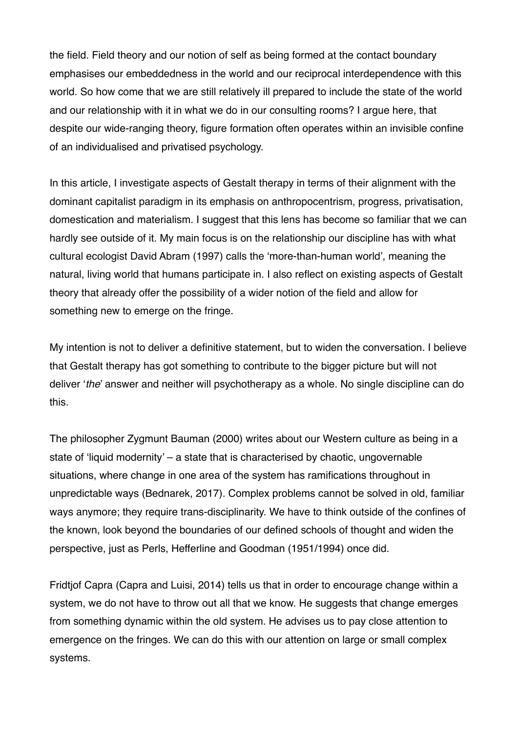the field. Field theory and our notion of self as being formed at the contact boundary emphasises our embeddedness in the world and our reciprocal interdependence with this world. So how come that we are still relatively ill prepared to include the state of the world and our relationship with it in what we do in our consulting rooms? I argue here, that despite our wide-ranging theory, figure formation often operates within an invisible confine of an individualised and privatised psychology.

In this article, I investigate aspects of Gestalt therapy in terms of their alignment with the dominant capitalist paradigm in its emphasis on anthropocentrism, progress, privatisation, domestication and materialism. I suggest that this lens has become so familiar that we can hardly see outside of it. My main focus is on the relationship our discipline has with what cultural ecologist David Abram (1997) calls the 'more-than-human world', meaning the natural, living world that humans participate in. I also reflect on existing aspects of Gestalt theory that already offer the possibility of a wider notion of the field and allow for something new to emerge on the fringe.

My intention is not to deliver a definitive statement, but to widen the conversation. I believe that Gestalt therapy has got something to contribute to the bigger picture but will not deliver '*the*' answer and neither will psychotherapy as a whole. No single discipline can do this.

The philosopher Zygmunt Bauman (2000) writes about our Western culture as being in a state of 'liquid modernity' – a state that is characterised by chaotic, ungovernable situations, where change in one area of the system has ramifications throughout in unpredictable ways (Bednarek, 2017). Complex problems cannot be solved in old, familiar ways anymore; they require trans-disciplinarity. We have to think outside of the confines of the known, look beyond the boundaries of our defined schools of thought and widen the perspective, just as Perls, Hefferline and Goodman (1951/1994) once did.

Fridtjof Capra (Capra and Luisi, 2014) tells us that in order to encourage change within a system, we do not have to throw out all that we know. He suggests that change emerges from something dynamic within the old system. He advises us to pay close attention to emergence on the fringes. We can do this with our attention on large or small complex systems.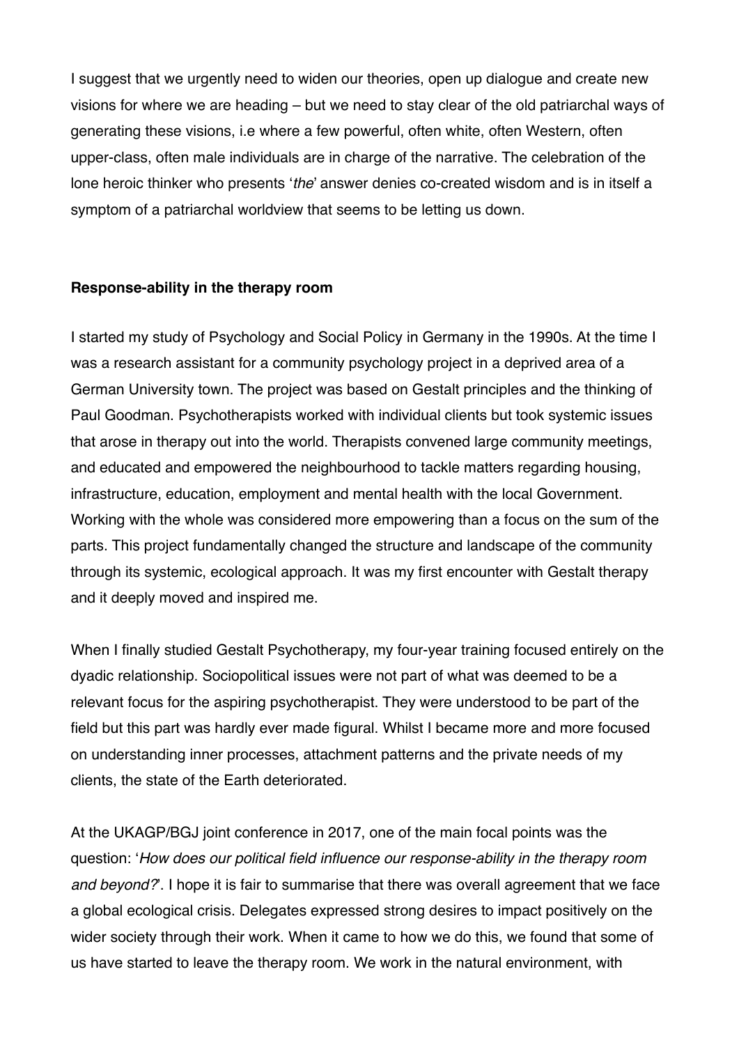I suggest that we urgently need to widen our theories, open up dialogue and create new visions for where we are heading – but we need to stay clear of the old patriarchal ways of generating these visions, i.e where a few powerful, often white, often Western, often upper-class, often male individuals are in charge of the narrative. The celebration of the lone heroic thinker who presents '*the*' answer denies co-created wisdom and is in itself a symptom of a patriarchal worldview that seems to be letting us down.

**Response-ability in the therapy room**

I started my study of Psychology and Social Policy in Germany in the 1990s. At the time I was a research assistant for a community psychology project in a deprived area of a German University town. The project was based on Gestalt principles and the thinking of Paul Goodman. Psychotherapists worked with individual clients but took systemic issues that arose in therapy out into the world. Therapists convened large community meetings, and educated and empowered the neighbourhood to tackle matters regarding housing, infrastructure, education, employment and mental health with the local Government. Working with the whole was considered more empowering than a focus on the sum of the parts. This project fundamentally changed the structure and landscape of the community through its systemic, ecological approach. It was my first encounter with Gestalt therapy and it deeply moved and inspired me.

When I finally studied Gestalt Psychotherapy, my four-year training focused entirely on the dyadic relationship. Sociopolitical issues were not part of what was deemed to be a relevant focus for the aspiring psychotherapist. They were understood to be part of the field but this part was hardly ever made figural. Whilst I became more and more focused on understanding inner processes, attachment patterns and the private needs of my clients, the state of the Earth deteriorated.

At the UKAGP/BGJ joint conference in 2017, one of the main focal points was the question: '*How does our political field influence our response-ability in the therapy room and beyond?*'. I hope it is fair to summarise that there was overall agreement that we face a global ecological crisis. Delegates expressed strong desires to impact positively on the wider society through their work. When it came to how we do this, we found that some of us have started to leave the therapy room. We work in the natural environment, with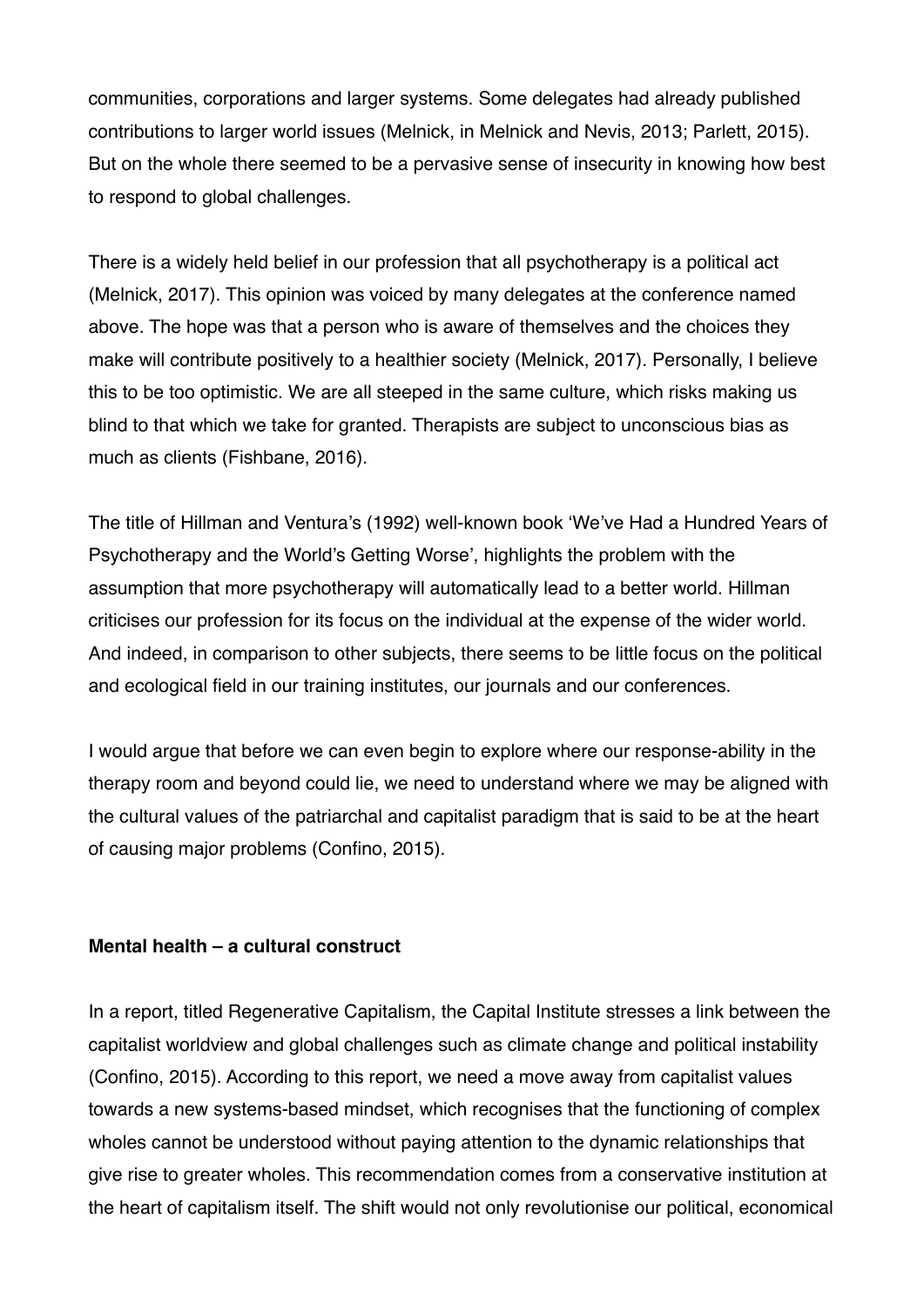communities, corporations and larger systems. Some delegates had already published contributions to larger world issues (Melnick, in Melnick and Nevis, 2013; Parlett, 2015). But on the whole there seemed to be a pervasive sense of insecurity in knowing how best to respond to global challenges.

There is a widely held belief in our profession that all psychotherapy is a political act (Melnick, 2017). This opinion was voiced by many delegates at the conference named above. The hope was that a person who is aware of themselves and the choices they make will contribute positively to a healthier society (Melnick, 2017). Personally, I believe this to be too optimistic. We are all steeped in the same culture, which risks making us blind to that which we take for granted. Therapists are subject to unconscious bias as much as clients (Fishbane, 2016).

The title of Hillman and Ventura's (1992) well-known book 'We've Had a Hundred Years of Psychotherapy and the World's Getting Worse', highlights the problem with the assumption that more psychotherapy will automatically lead to a better world. Hillman criticises our profession for its focus on the individual at the expense of the wider world. And indeed, in comparison to other subjects, there seems to be little focus on the political and ecological field in our training institutes, our journals and our conferences.

I would argue that before we can even begin to explore where our response-ability in the therapy room and beyond could lie, we need to understand where we may be aligned with the cultural values of the patriarchal and capitalist paradigm that is said to be at the heart of causing major problems (Confino, 2015).

**Mental health – a cultural construct**

In a report, titled Regenerative Capitalism, the Capital Institute stresses a link between the capitalist worldview and global challenges such as climate change and political instability (Confino, 2015). According to this report, we need a move away from capitalist values towards a new systems-based mindset, which recognises that the functioning of complex wholes cannot be understood without paying attention to the dynamic relationships that give rise to greater wholes. This recommendation comes from a conservative institution at the heart of capitalism itself. The shift would not only revolutionise our political, economical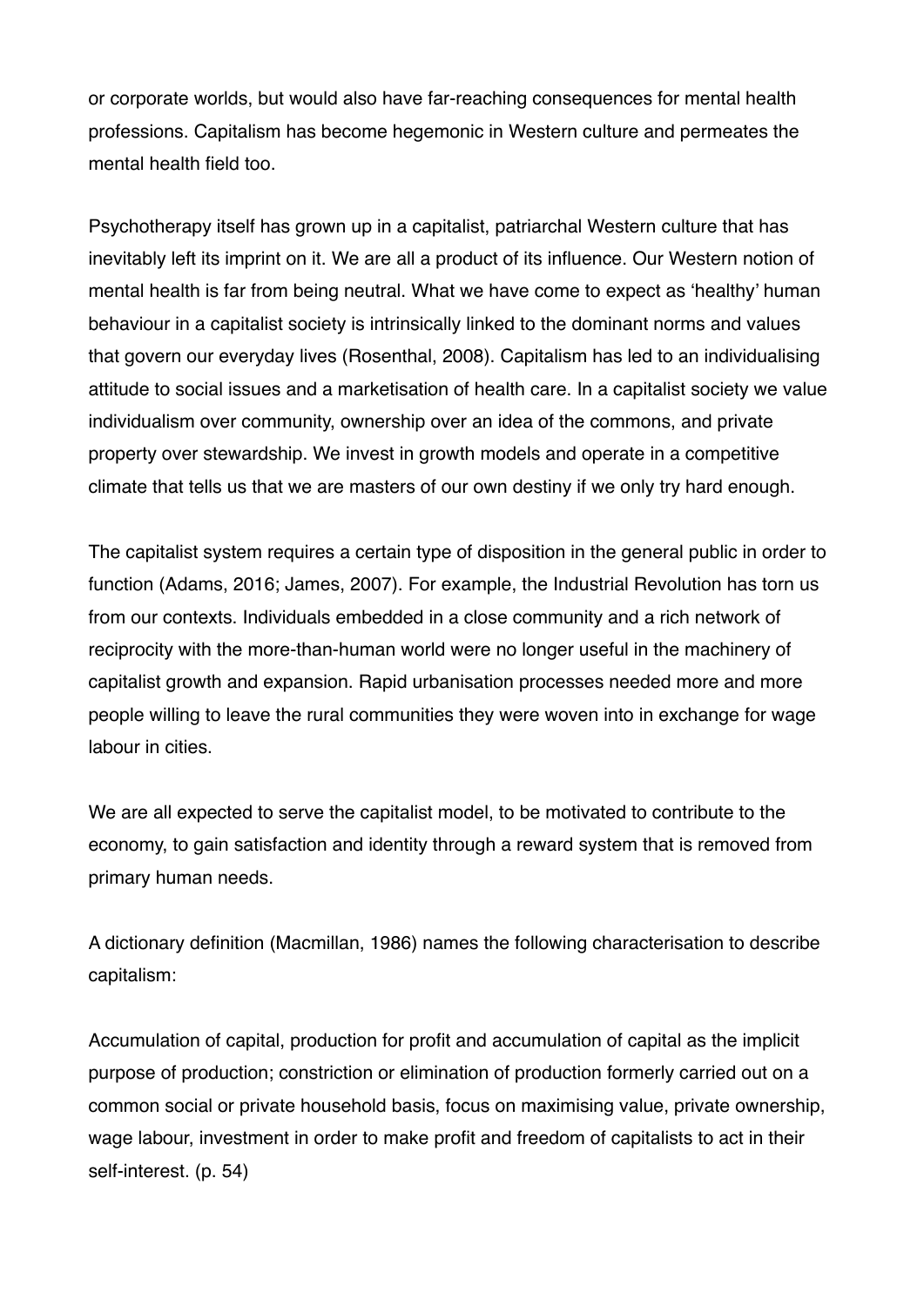or corporate worlds, but would also have far-reaching consequences for mental health professions. Capitalism has become hegemonic in Western culture and permeates the mental health field too.

Psychotherapy itself has grown up in a capitalist, patriarchal Western culture that has inevitably left its imprint on it. We are all a product of its influence. Our Western notion of mental health is far from being neutral. What we have come to expect as 'healthy' human behaviour in a capitalist society is intrinsically linked to the dominant norms and values that govern our everyday lives (Rosenthal, 2008). Capitalism has led to an individualising attitude to social issues and a marketisation of health care. In a capitalist society we value individualism over community, ownership over an idea of the commons, and private property over stewardship. We invest in growth models and operate in a competitive climate that tells us that we are masters of our own destiny if we only try hard enough.

The capitalist system requires a certain type of disposition in the general public in order to function (Adams, 2016; James, 2007). For example, the Industrial Revolution has torn us from our contexts. Individuals embedded in a close community and a rich network of reciprocity with the more-than-human world were no longer useful in the machinery of capitalist growth and expansion. Rapid urbanisation processes needed more and more people willing to leave the rural communities they were woven into in exchange for wage labour in cities.

We are all expected to serve the capitalist model, to be motivated to contribute to the economy, to gain satisfaction and identity through a reward system that is removed from primary human needs.

A dictionary definition (Macmillan, 1986) names the following characterisation to describe capitalism:

Accumulation of capital, production for profit and accumulation of capital as the implicit purpose of production; constriction or elimination of production formerly carried out on a common social or private household basis, focus on maximising value, private ownership, wage labour, investment in order to make profit and freedom of capitalists to act in their self-interest. (p. 54)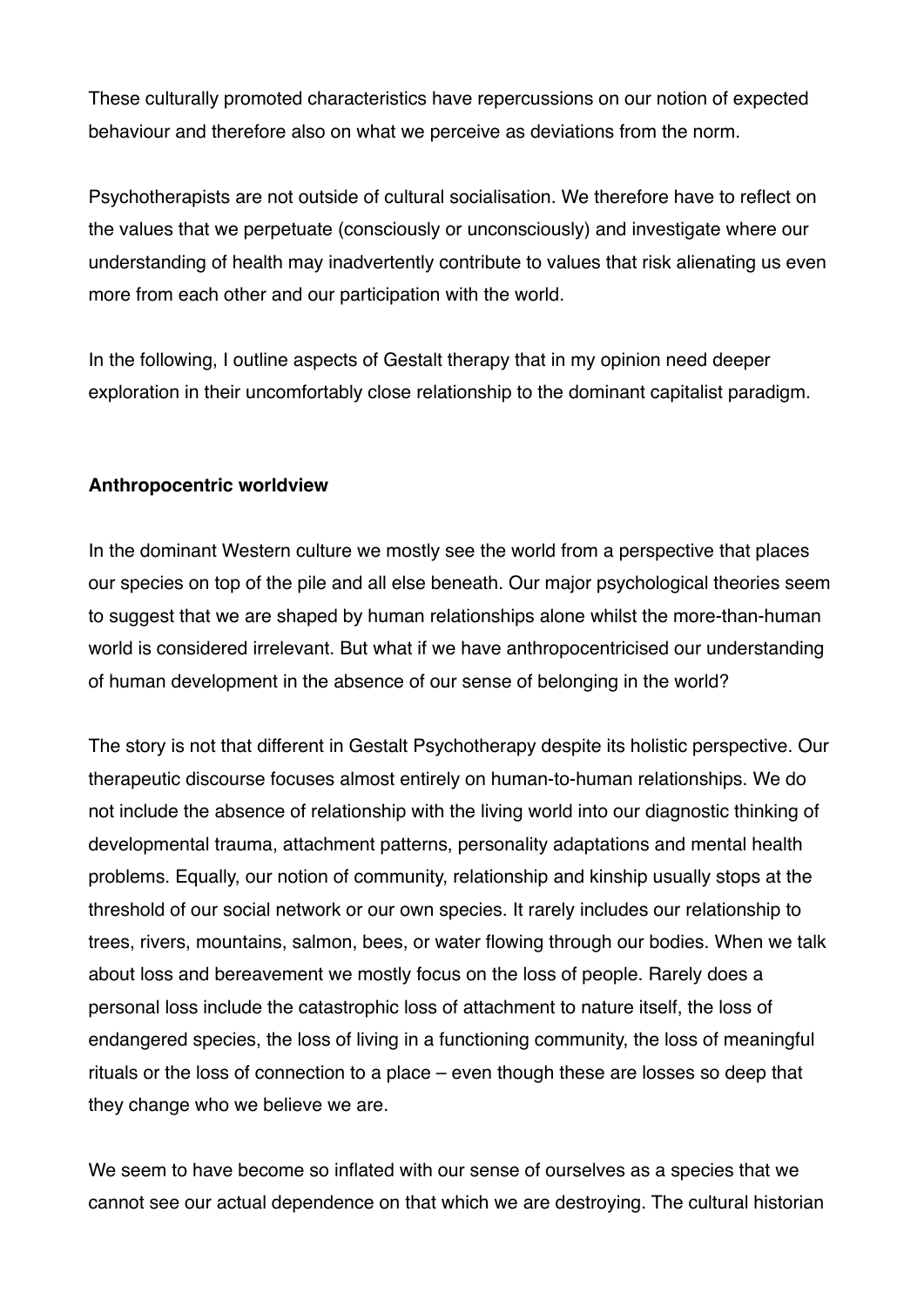These culturally promoted characteristics have repercussions on our notion of expected behaviour and therefore also on what we perceive as deviations from the norm.

Psychotherapists are not outside of cultural socialisation. We therefore have to reflect on the values that we perpetuate (consciously or unconsciously) and investigate where our understanding of health may inadvertently contribute to values that risk alienating us even more from each other and our participation with the world.

In the following, I outline aspects of Gestalt therapy that in my opinion need deeper exploration in their uncomfortably close relationship to the dominant capitalist paradigm.

**Anthropocentric worldview**

In the dominant Western culture we mostly see the world from a perspective that places our species on top of the pile and all else beneath. Our major psychological theories seem to suggest that we are shaped by human relationships alone whilst the more-than-human world is considered irrelevant. But what if we have anthropocentricised our understanding of human development in the absence of our sense of belonging in the world?

The story is not that different in Gestalt Psychotherapy despite its holistic perspective. Our therapeutic discourse focuses almost entirely on human-to-human relationships. We do not include the absence of relationship with the living world into our diagnostic thinking of developmental trauma, attachment patterns, personality adaptations and mental health problems. Equally, our notion of community, relationship and kinship usually stops at the threshold of our social network or our own species. It rarely includes our relationship to trees, rivers, mountains, salmon, bees, or water flowing through our bodies. When we talk about loss and bereavement we mostly focus on the loss of people. Rarely does a personal loss include the catastrophic loss of attachment to nature itself, the loss of endangered species, the loss of living in a functioning community, the loss of meaningful rituals or the loss of connection to a place – even though these are losses so deep that they change who we believe we are.

We seem to have become so inflated with our sense of ourselves as a species that we cannot see our actual dependence on that which we are destroying. The cultural historian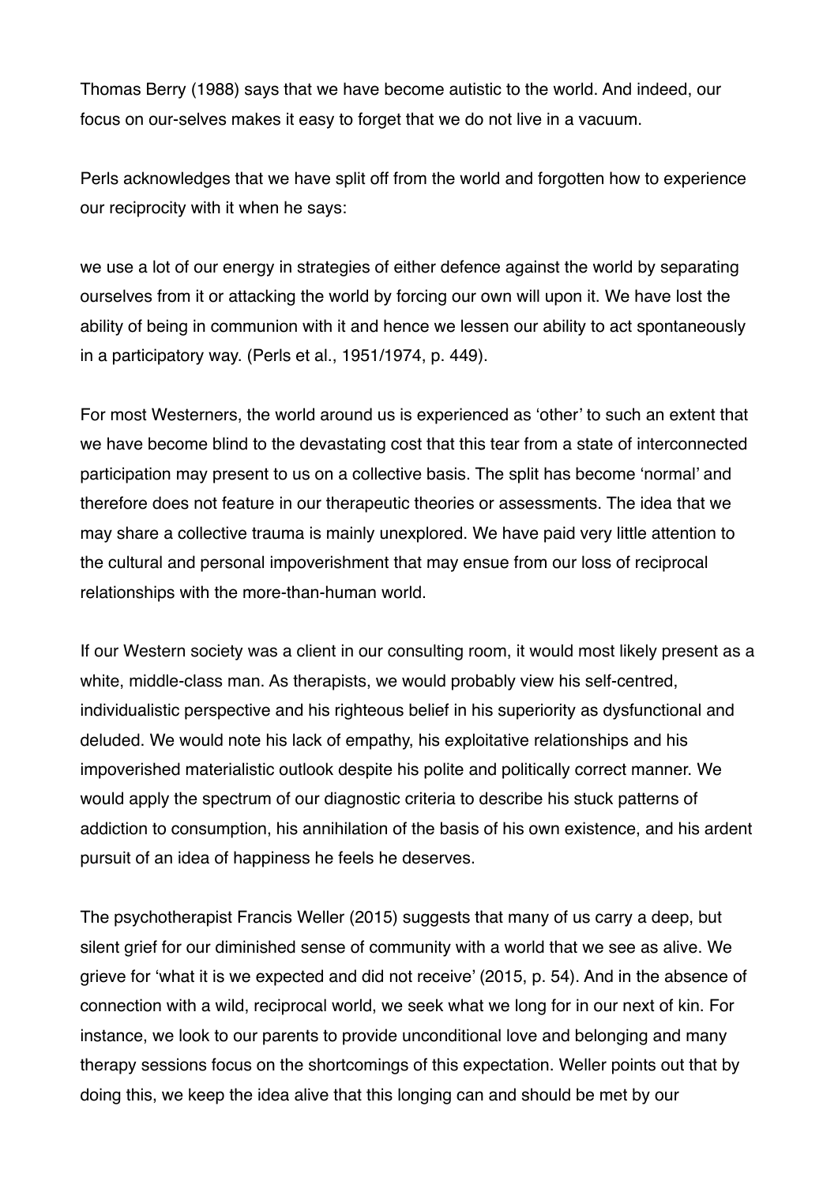Thomas Berry (1988) says that we have become autistic to the world. And indeed, our focus on our-selves makes it easy to forget that we do not live in a vacuum.

Perls acknowledges that we have split off from the world and forgotten how to experience our reciprocity with it when he says:

we use a lot of our energy in strategies of either defence against the world by separating ourselves from it or attacking the world by forcing our own will upon it. We have lost the ability of being in communion with it and hence we lessen our ability to act spontaneously in a participatory way. (Perls et al., 1951/1974, p. 449).

For most Westerners, the world around us is experienced as 'other' to such an extent that we have become blind to the devastating cost that this tear from a state of interconnected participation may present to us on a collective basis. The split has become 'normal' and therefore does not feature in our therapeutic theories or assessments. The idea that we may share a collective trauma is mainly unexplored. We have paid very little attention to the cultural and personal impoverishment that may ensue from our loss of reciprocal relationships with the more-than-human world.

If our Western society was a client in our consulting room, it would most likely present as a white, middle-class man. As therapists, we would probably view his self-centred, individualistic perspective and his righteous belief in his superiority as dysfunctional and deluded. We would note his lack of empathy, his exploitative relationships and his impoverished materialistic outlook despite his polite and politically correct manner. We would apply the spectrum of our diagnostic criteria to describe his stuck patterns of addiction to consumption, his annihilation of the basis of his own existence, and his ardent pursuit of an idea of happiness he feels he deserves.

The psychotherapist Francis Weller (2015) suggests that many of us carry a deep, but silent grief for our diminished sense of community with a world that we see as alive. We grieve for 'what it is we expected and did not receive' (2015, p. 54). And in the absence of connection with a wild, reciprocal world, we seek what we long for in our next of kin. For instance, we look to our parents to provide unconditional love and belonging and many therapy sessions focus on the shortcomings of this expectation. Weller points out that by doing this, we keep the idea alive that this longing can and should be met by our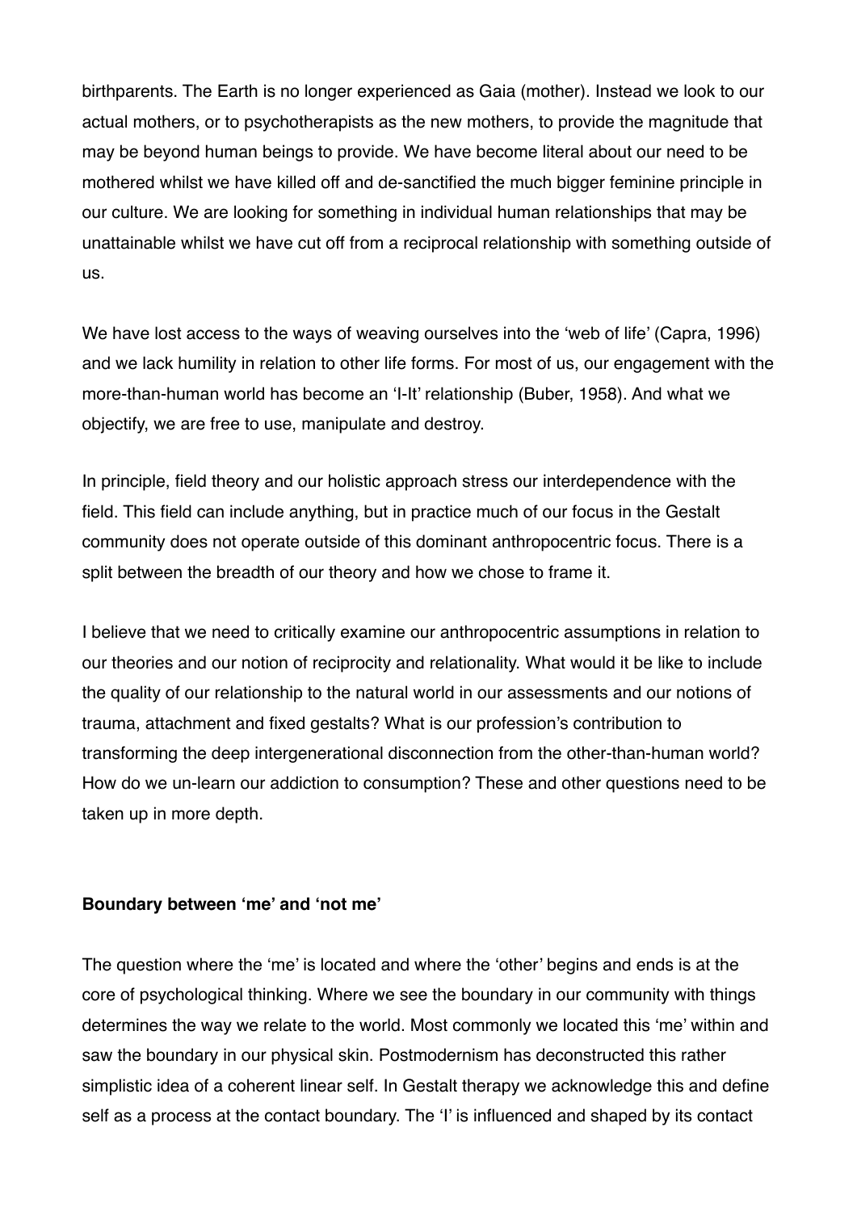birthparents. The Earth is no longer experienced as Gaia (mother). Instead we look to our actual mothers, or to psychotherapists as the new mothers, to provide the magnitude that may be beyond human beings to provide. We have become literal about our need to be mothered whilst we have killed off and de-sanctified the much bigger feminine principle in our culture. We are looking for something in individual human relationships that may be unattainable whilst we have cut off from a reciprocal relationship with something outside of us.

We have lost access to the ways of weaving ourselves into the 'web of life' (Capra, 1996) and we lack humility in relation to other life forms. For most of us, our engagement with the more-than-human world has become an 'I-It' relationship (Buber, 1958). And what we objectify, we are free to use, manipulate and destroy.

In principle, field theory and our holistic approach stress our interdependence with the field. This field can include anything, but in practice much of our focus in the Gestalt community does not operate outside of this dominant anthropocentric focus. There is a split between the breadth of our theory and how we chose to frame it.

I believe that we need to critically examine our anthropocentric assumptions in relation to our theories and our notion of reciprocity and relationality. What would it be like to include the quality of our relationship to the natural world in our assessments and our notions of trauma, attachment and fixed gestalts? What is our profession's contribution to transforming the deep intergenerational disconnection from the other-than-human world? How do we un-learn our addiction to consumption? These and other questions need to be taken up in more depth.

**Boundary between 'me' and 'not me'**

The question where the 'me' is located and where the 'other' begins and ends is at the core of psychological thinking. Where we see the boundary in our community with things determines the way we relate to the world. Most commonly we located this 'me' within and saw the boundary in our physical skin. Postmodernism has deconstructed this rather simplistic idea of a coherent linear self. In Gestalt therapy we acknowledge this and define self as a process at the contact boundary. The 'I' is influenced and shaped by its contact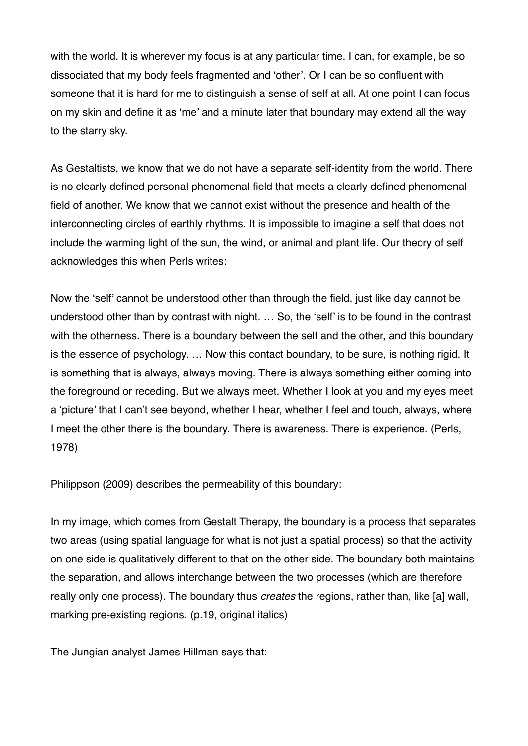with the world. It is wherever my focus is at any particular time. I can, for example, be so dissociated that my body feels fragmented and 'other'. Or I can be so confluent with someone that it is hard for me to distinguish a sense of self at all. At one point I can focus on my skin and define it as 'me' and a minute later that boundary may extend all the way to the starry sky.

As Gestaltists, we know that we do not have a separate self-identity from the world. There is no clearly defined personal phenomenal field that meets a clearly defined phenomenal field of another. We know that we cannot exist without the presence and health of the interconnecting circles of earthly rhythms. It is impossible to imagine a self that does not include the warming light of the sun, the wind, or animal and plant life. Our theory of self acknowledges this when Perls writes:

Now the 'self' cannot be understood other than through the field, just like day cannot be understood other than by contrast with night. … So, the 'self' is to be found in the contrast with the otherness. There is a boundary between the self and the other, and this boundary is the essence of psychology. … Now this contact boundary, to be sure, is nothing rigid. It is something that is always, always moving. There is always something either coming into the foreground or receding. But we always meet. Whether I look at you and my eyes meet a 'picture' that I can't see beyond, whether I hear, whether I feel and touch, always, where I meet the other there is the boundary. There is awareness. There is experience. (Perls, 1978)

Philippson (2009) describes the permeability of this boundary:

In my image, which comes from Gestalt Therapy, the boundary is a process that separates two areas (using spatial language for what is not just a spatial process) so that the activity on one side is qualitatively different to that on the other side. The boundary both maintains the separation, and allows interchange between the two processes (which are therefore really only one process). The boundary thus *creates* the regions, rather than, like [a] wall, marking pre-existing regions. (p.19, original italics)

The Jungian analyst James Hillman says that: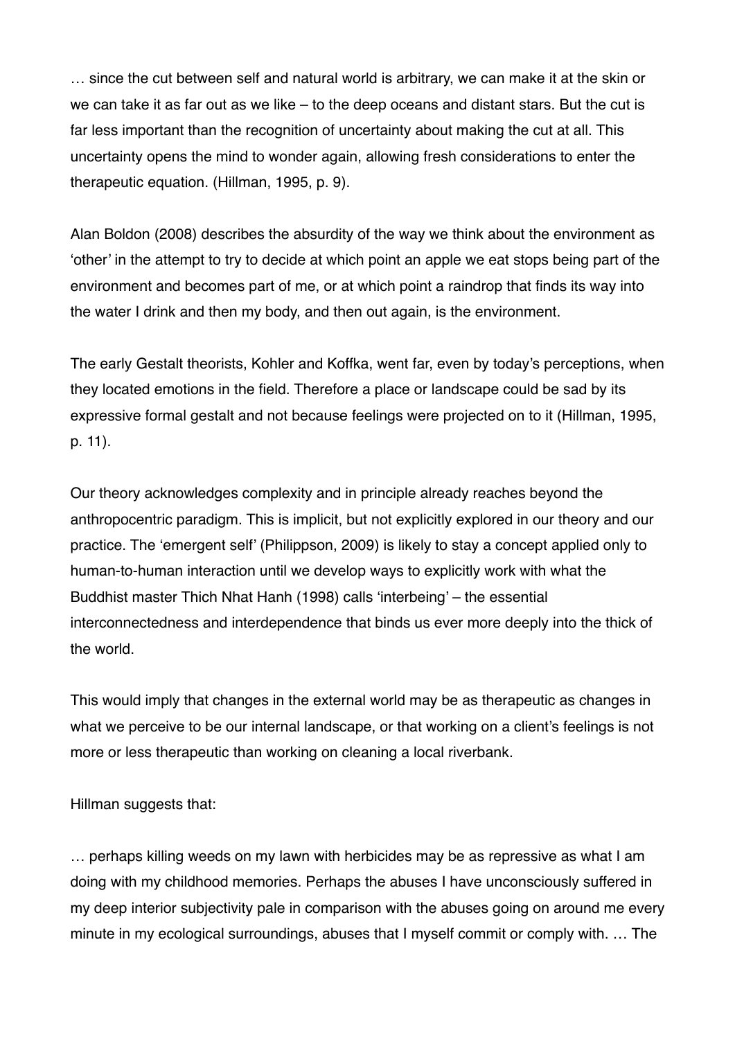… since the cut between self and natural world is arbitrary, we can make it at the skin or we can take it as far out as we like – to the deep oceans and distant stars. But the cut is far less important than the recognition of uncertainty about making the cut at all. This uncertainty opens the mind to wonder again, allowing fresh considerations to enter the therapeutic equation. (Hillman, 1995, p. 9).

Alan Boldon (2008) describes the absurdity of the way we think about the environment as 'other' in the attempt to try to decide at which point an apple we eat stops being part of the environment and becomes part of me, or at which point a raindrop that finds its way into the water I drink and then my body, and then out again, is the environment.

The early Gestalt theorists, Kohler and Koffka, went far, even by today's perceptions, when they located emotions in the field. Therefore a place or landscape could be sad by its expressive formal gestalt and not because feelings were projected on to it (Hillman, 1995, p. 11).

Our theory acknowledges complexity and in principle already reaches beyond the anthropocentric paradigm. This is implicit, but not explicitly explored in our theory and our practice. The 'emergent self' (Philippson, 2009) is likely to stay a concept applied only to human-to-human interaction until we develop ways to explicitly work with what the Buddhist master Thich Nhat Hanh (1998) calls 'interbeing' – the essential interconnectedness and interdependence that binds us ever more deeply into the thick of the world.

This would imply that changes in the external world may be as therapeutic as changes in what we perceive to be our internal landscape, or that working on a client's feelings is not more or less therapeutic than working on cleaning a local riverbank.

Hillman suggests that:

… perhaps killing weeds on my lawn with herbicides may be as repressive as what I am doing with my childhood memories. Perhaps the abuses I have unconsciously suffered in my deep interior subjectivity pale in comparison with the abuses going on around me every minute in my ecological surroundings, abuses that I myself commit or comply with. … The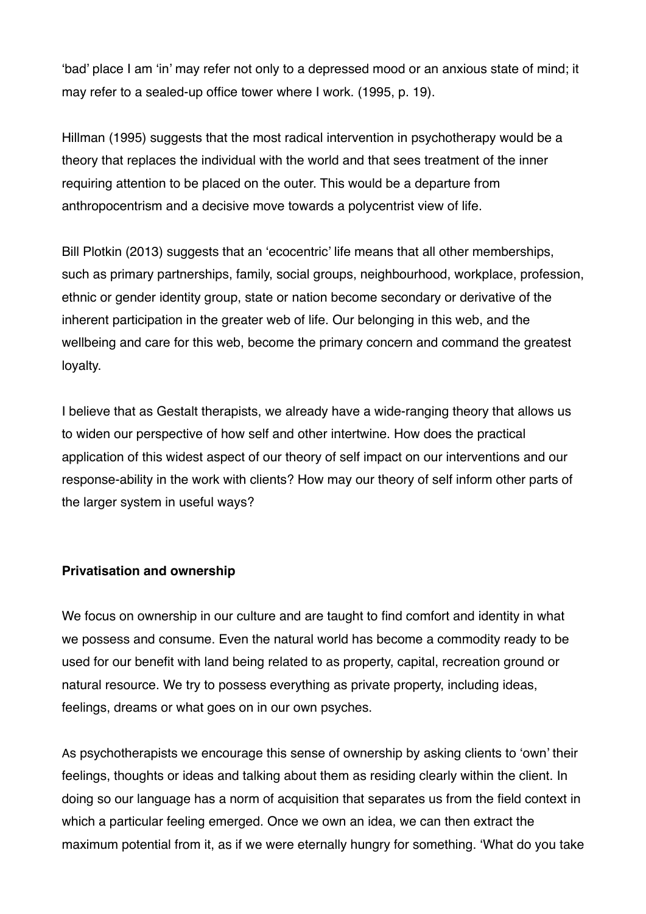'bad' place I am 'in' may refer not only to a depressed mood or an anxious state of mind; it may refer to a sealed-up office tower where I work. (1995, p. 19).

Hillman (1995) suggests that the most radical intervention in psychotherapy would be a theory that replaces the individual with the world and that sees treatment of the inner requiring attention to be placed on the outer. This would be a departure from anthropocentrism and a decisive move towards a polycentrist view of life.

Bill Plotkin (2013) suggests that an 'ecocentric' life means that all other memberships, such as primary partnerships, family, social groups, neighbourhood, workplace, profession, ethnic or gender identity group, state or nation become secondary or derivative of the inherent participation in the greater web of life. Our belonging in this web, and the wellbeing and care for this web, become the primary concern and command the greatest loyalty.

I believe that as Gestalt therapists, we already have a wide-ranging theory that allows us to widen our perspective of how self and other intertwine. How does the practical application of this widest aspect of our theory of self impact on our interventions and our response-ability in the work with clients? How may our theory of self inform other parts of the larger system in useful ways?

**Privatisation and ownership**

We focus on ownership in our culture and are taught to find comfort and identity in what we possess and consume. Even the natural world has become a commodity ready to be used for our benefit with land being related to as property, capital, recreation ground or natural resource. We try to possess everything as private property, including ideas, feelings, dreams or what goes on in our own psyches.

As psychotherapists we encourage this sense of ownership by asking clients to 'own' their feelings, thoughts or ideas and talking about them as residing clearly within the client. In doing so our language has a norm of acquisition that separates us from the field context in which a particular feeling emerged. Once we own an idea, we can then extract the maximum potential from it, as if we were eternally hungry for something. 'What do you take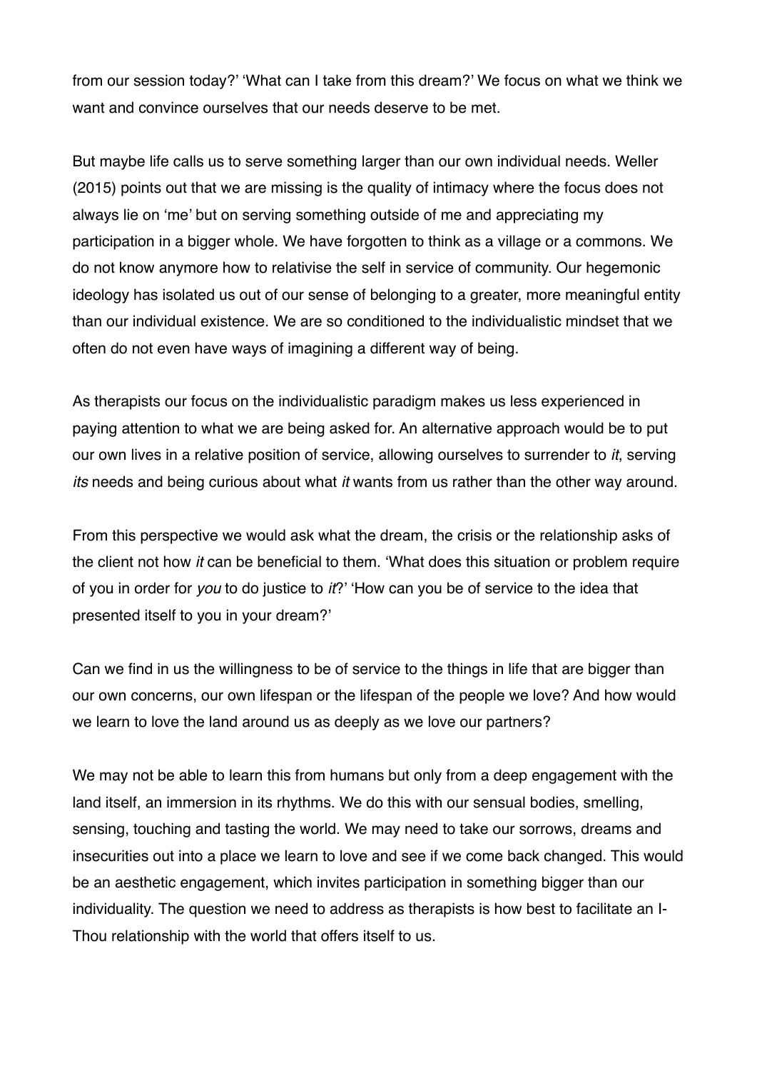from our session today?' 'What can I take from this dream?' We focus on what we think we want and convince ourselves that our needs deserve to be met.

But maybe life calls us to serve something larger than our own individual needs. Weller (2015) points out that we are missing is the quality of intimacy where the focus does not always lie on 'me' but on serving something outside of me and appreciating my participation in a bigger whole. We have forgotten to think as a village or a commons. We do not know anymore how to relativise the self in service of community. Our hegemonic ideology has isolated us out of our sense of belonging to a greater, more meaningful entity than our individual existence. We are so conditioned to the individualistic mindset that we often do not even have ways of imagining a different way of being.

As therapists our focus on the individualistic paradigm makes us less experienced in paying attention to what we are being asked for. An alternative approach would be to put our own lives in a relative position of service, allowing ourselves to surrender to *it*, serving *its* needs and being curious about what *it* wants from us rather than the other way around.

From this perspective we would ask what the dream, the crisis or the relationship asks of the client not how *it* can be beneficial to them. 'What does this situation or problem require of you in order for *you* to do justice to *it*?' 'How can you be of service to the idea that presented itself to you in your dream?'

Can we find in us the willingness to be of service to the things in life that are bigger than our own concerns, our own lifespan or the lifespan of the people we love? And how would we learn to love the land around us as deeply as we love our partners?

We may not be able to learn this from humans but only from a deep engagement with the land itself, an immersion in its rhythms. We do this with our sensual bodies, smelling, sensing, touching and tasting the world. We may need to take our sorrows, dreams and insecurities out into a place we learn to love and see if we come back changed. This would be an aesthetic engagement, which invites participation in something bigger than our individuality. The question we need to address as therapists is how best to facilitate an I-Thou relationship with the world that offers itself to us.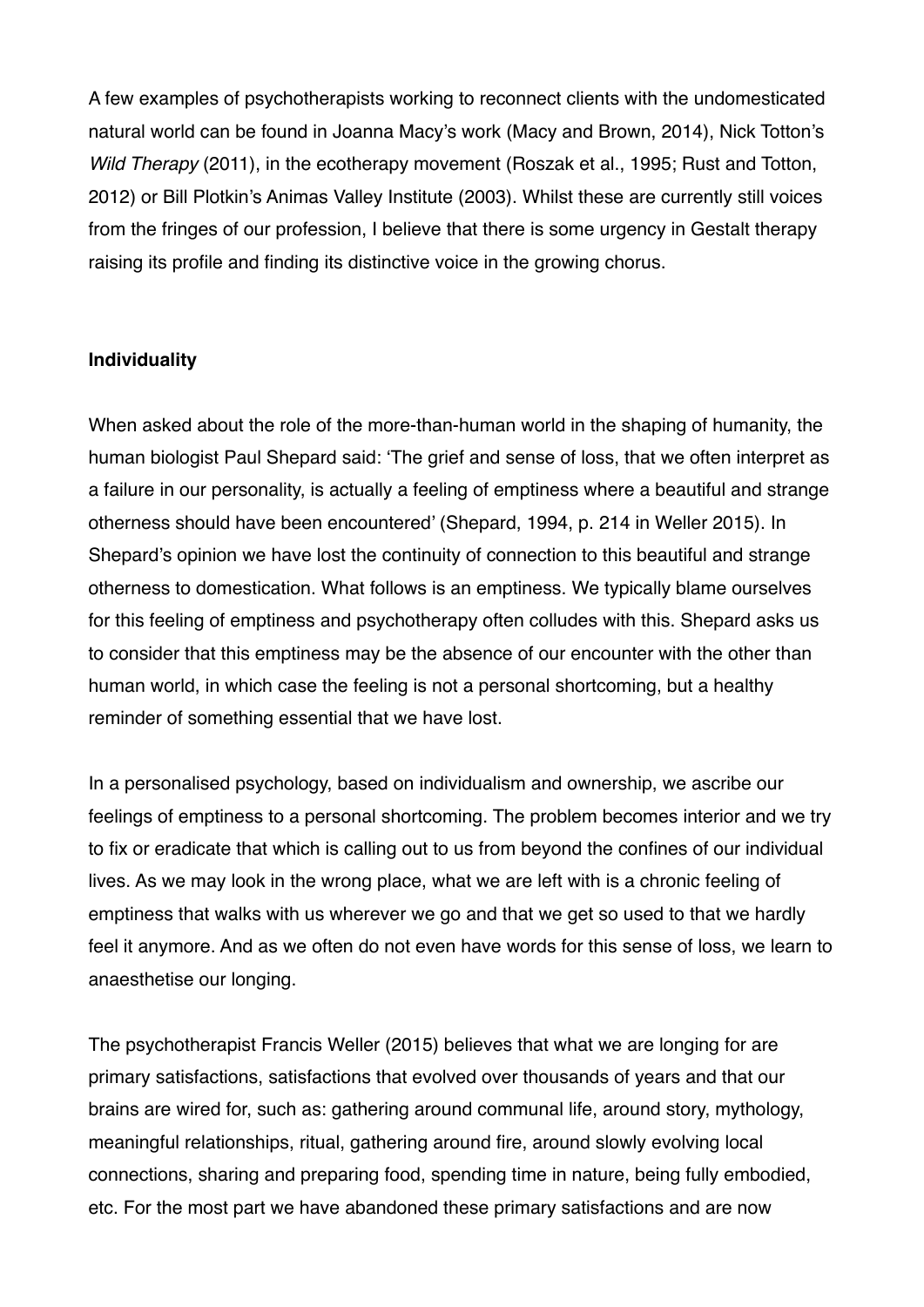A few examples of psychotherapists working to reconnect clients with the undomesticated natural world can be found in Joanna Macy's work (Macy and Brown, 2014), Nick Totton's *Wild Therapy* (2011), in the ecotherapy movement (Roszak et al., 1995; Rust and Totton, 2012) or Bill Plotkin's Animas Valley Institute (2003). Whilst these are currently still voices from the fringes of our profession, I believe that there is some urgency in Gestalt therapy raising its profile and finding its distinctive voice in the growing chorus.

**Individuality**

When asked about the role of the more-than-human world in the shaping of humanity, the human biologist Paul Shepard said: 'The grief and sense of loss, that we often interpret as a failure in our personality, is actually a feeling of emptiness where a beautiful and strange otherness should have been encountered' (Shepard, 1994, p. 214 in Weller 2015). In Shepard's opinion we have lost the continuity of connection to this beautiful and strange otherness to domestication. What follows is an emptiness. We typically blame ourselves for this feeling of emptiness and psychotherapy often colludes with this. Shepard asks us to consider that this emptiness may be the absence of our encounter with the other than human world, in which case the feeling is not a personal shortcoming, but a healthy reminder of something essential that we have lost.

In a personalised psychology, based on individualism and ownership, we ascribe our feelings of emptiness to a personal shortcoming. The problem becomes interior and we try to fix or eradicate that which is calling out to us from beyond the confines of our individual lives. As we may look in the wrong place, what we are left with is a chronic feeling of emptiness that walks with us wherever we go and that we get so used to that we hardly feel it anymore. And as we often do not even have words for this sense of loss, we learn to anaesthetise our longing.

The psychotherapist Francis Weller (2015) believes that what we are longing for are primary satisfactions, satisfactions that evolved over thousands of years and that our brains are wired for, such as: gathering around communal life, around story, mythology, meaningful relationships, ritual, gathering around fire, around slowly evolving local connections, sharing and preparing food, spending time in nature, being fully embodied, etc. For the most part we have abandoned these primary satisfactions and are now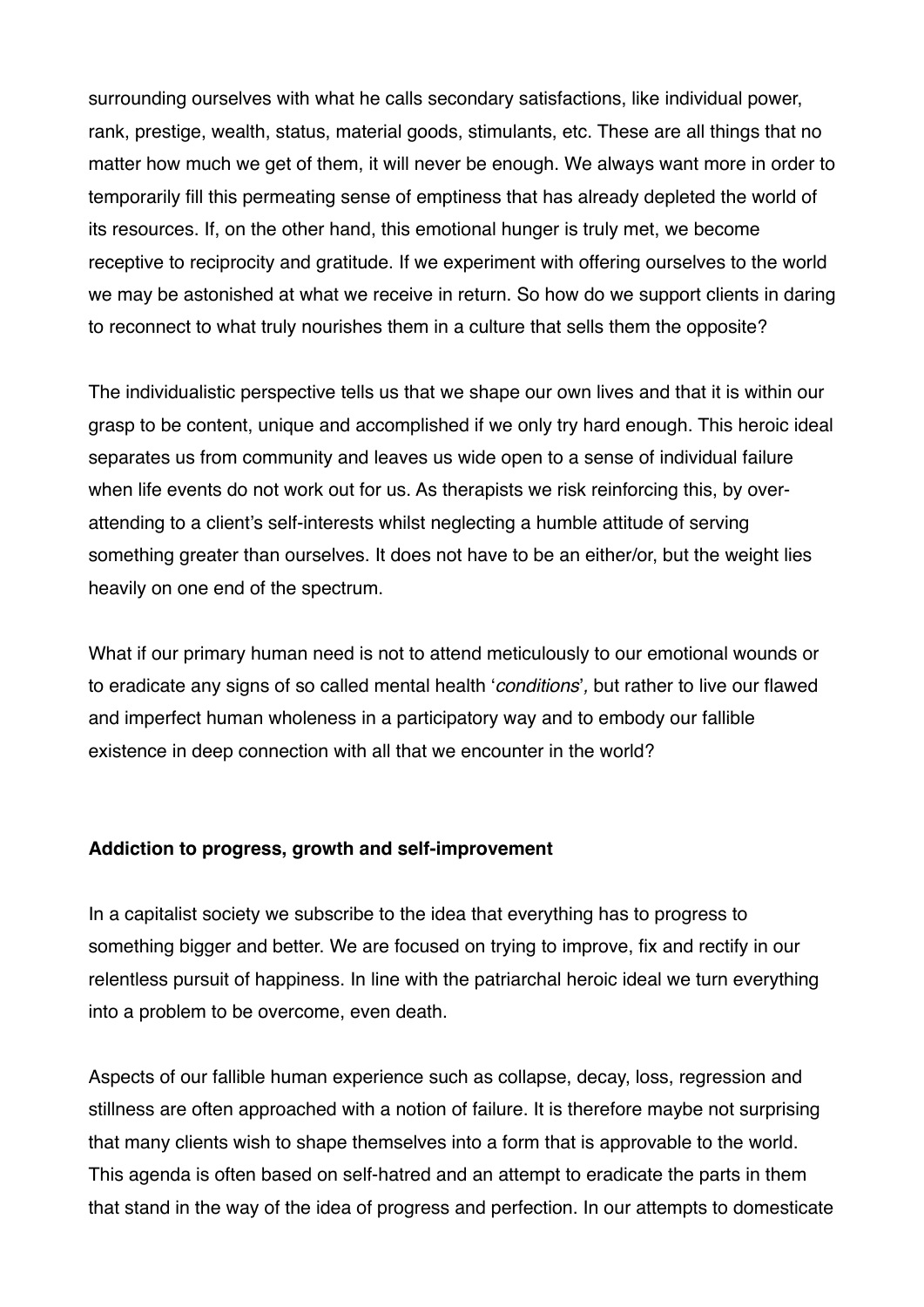surrounding ourselves with what he calls secondary satisfactions, like individual power, rank, prestige, wealth, status, material goods, stimulants, etc. These are all things that no matter how much we get of them, it will never be enough. We always want more in order to temporarily fill this permeating sense of emptiness that has already depleted the world of its resources. If, on the other hand, this emotional hunger is truly met, we become receptive to reciprocity and gratitude. If we experiment with offering ourselves to the world we may be astonished at what we receive in return. So how do we support clients in daring to reconnect to what truly nourishes them in a culture that sells them the opposite?

The individualistic perspective tells us that we shape our own lives and that it is within our grasp to be content, unique and accomplished if we only try hard enough. This heroic ideal separates us from community and leaves us wide open to a sense of individual failure when life events do not work out for us. As therapists we risk reinforcing this, by over-attending to a client's self-interests whilst neglecting a humble attitude of serving something greater than ourselves. It does not have to be an either/or, but the weight lies heavily on one end of the spectrum.

What if our primary human need is not to attend meticulously to our emotional wounds or to eradicate any signs of so called mental health '*conditions*', but rather to live our flawed and imperfect human wholeness in a participatory way and to embody our fallible existence in deep connection with all that we encounter in the world?

**Addiction to progress, growth and self-improvement**

In a capitalist society we subscribe to the idea that everything has to progress to something bigger and better. We are focused on trying to improve, fix and rectify in our relentless pursuit of happiness. In line with the patriarchal heroic ideal we turn everything into a problem to be overcome, even death.

Aspects of our fallible human experience such as collapse, decay, loss, regression and stillness are often approached with a notion of failure. It is therefore maybe not surprising that many clients wish to shape themselves into a form that is approvable to the world. This agenda is often based on self-hatred and an attempt to eradicate the parts in them that stand in the way of the idea of progress and perfection. In our attempts to domesticate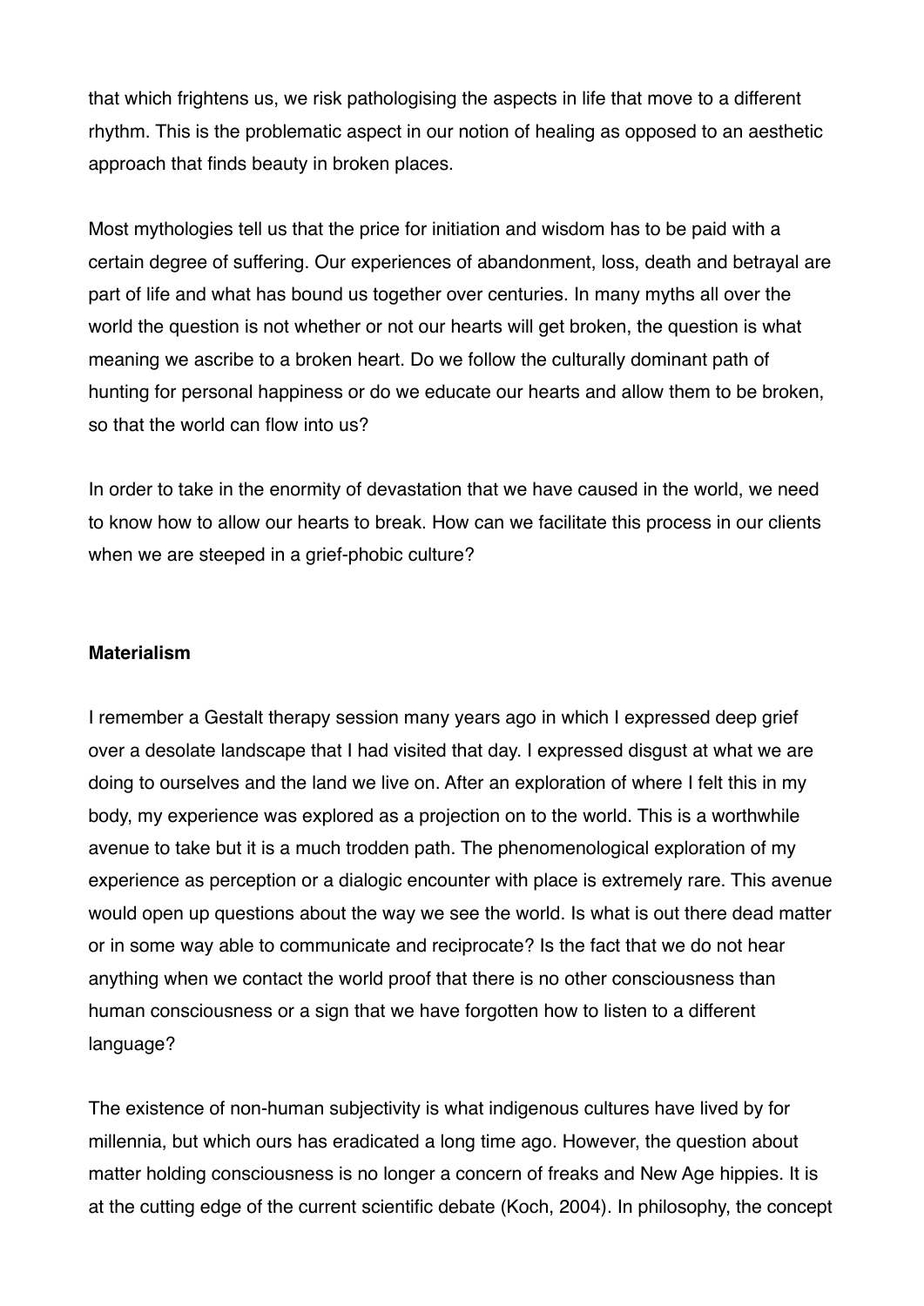that which frightens us, we risk pathologising the aspects in life that move to a different rhythm. This is the problematic aspect in our notion of healing as opposed to an aesthetic approach that finds beauty in broken places.

Most mythologies tell us that the price for initiation and wisdom has to be paid with a certain degree of suffering. Our experiences of abandonment, loss, death and betrayal are part of life and what has bound us together over centuries. In many myths all over the world the question is not whether or not our hearts will get broken, the question is what meaning we ascribe to a broken heart. Do we follow the culturally dominant path of hunting for personal happiness or do we educate our hearts and allow them to be broken, so that the world can flow into us?

In order to take in the enormity of devastation that we have caused in the world, we need to know how to allow our hearts to break. How can we facilitate this process in our clients when we are steeped in a grief-phobic culture?

**Materialism**

I remember a Gestalt therapy session many years ago in which I expressed deep grief over a desolate landscape that I had visited that day. I expressed disgust at what we are doing to ourselves and the land we live on. After an exploration of where I felt this in my body, my experience was explored as a projection on to the world. This is a worthwhile avenue to take but it is a much trodden path. The phenomenological exploration of my experience as perception or a dialogic encounter with place is extremely rare. This avenue would open up questions about the way we see the world. Is what is out there dead matter or in some way able to communicate and reciprocate? Is the fact that we do not hear anything when we contact the world proof that there is no other consciousness than human consciousness or a sign that we have forgotten how to listen to a different language?

The existence of non-human subjectivity is what indigenous cultures have lived by for millennia, but which ours has eradicated a long time ago. However, the question about matter holding consciousness is no longer a concern of freaks and New Age hippies. It is at the cutting edge of the current scientific debate (Koch, 2004). In philosophy, the concept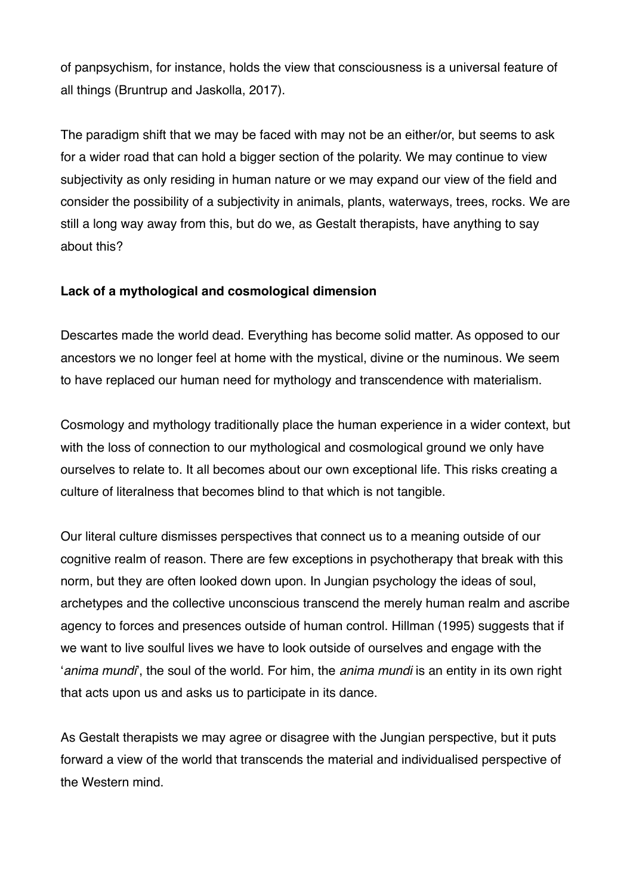of panpsychism, for instance, holds the view that consciousness is a universal feature of all things (Bruntrup and Jaskolla, 2017).

The paradigm shift that we may be faced with may not be an either/or, but seems to ask for a wider road that can hold a bigger section of the polarity. We may continue to view subjectivity as only residing in human nature or we may expand our view of the field and consider the possibility of a subjectivity in animals, plants, waterways, trees, rocks. We are still a long way away from this, but do we, as Gestalt therapists, have anything to say about this?

**Lack of a mythological and cosmological dimension**

Descartes made the world dead. Everything has become solid matter. As opposed to our ancestors we no longer feel at home with the mystical, divine or the numinous. We seem to have replaced our human need for mythology and transcendence with materialism.

Cosmology and mythology traditionally place the human experience in a wider context, but with the loss of connection to our mythological and cosmological ground we only have ourselves to relate to. It all becomes about our own exceptional life. This risks creating a culture of literalness that becomes blind to that which is not tangible.

Our literal culture dismisses perspectives that connect us to a meaning outside of our cognitive realm of reason. There are few exceptions in psychotherapy that break with this norm, but they are often looked down upon. In Jungian psychology the ideas of soul, archetypes and the collective unconscious transcend the merely human realm and ascribe agency to forces and presences outside of human control. Hillman (1995) suggests that if we want to live soulful lives we have to look outside of ourselves and engage with the '*anima mundi*', the soul of the world. For him, the *anima mundi* is an entity in its own right that acts upon us and asks us to participate in its dance.

As Gestalt therapists we may agree or disagree with the Jungian perspective, but it puts forward a view of the world that transcends the material and individualised perspective of the Western mind.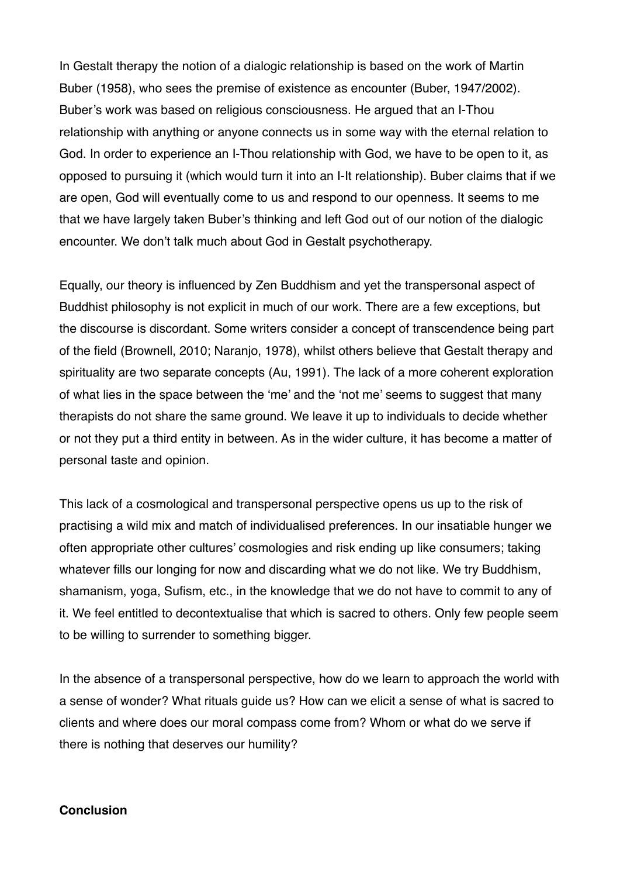In Gestalt therapy the notion of a dialogic relationship is based on the work of Martin Buber (1958), who sees the premise of existence as encounter (Buber, 1947/2002). Buber's work was based on religious consciousness. He argued that an I-Thou relationship with anything or anyone connects us in some way with the eternal relation to God. In order to experience an I-Thou relationship with God, we have to be open to it, as opposed to pursuing it (which would turn it into an I-It relationship). Buber claims that if we are open, God will eventually come to us and respond to our openness. It seems to me that we have largely taken Buber's thinking and left God out of our notion of the dialogic encounter. We don't talk much about God in Gestalt psychotherapy.

Equally, our theory is influenced by Zen Buddhism and yet the transpersonal aspect of Buddhist philosophy is not explicit in much of our work. There are a few exceptions, but the discourse is discordant. Some writers consider a concept of transcendence being part of the field (Brownell, 2010; Naranjo, 1978), whilst others believe that Gestalt therapy and spirituality are two separate concepts (Au, 1991). The lack of a more coherent exploration of what lies in the space between the 'me' and the 'not me' seems to suggest that many therapists do not share the same ground. We leave it up to individuals to decide whether or not they put a third entity in between. As in the wider culture, it has become a matter of personal taste and opinion.

This lack of a cosmological and transpersonal perspective opens us up to the risk of practising a wild mix and match of individualised preferences. In our insatiable hunger we often appropriate other cultures' cosmologies and risk ending up like consumers; taking whatever fills our longing for now and discarding what we do not like. We try Buddhism, shamanism, yoga, Sufism, etc., in the knowledge that we do not have to commit to any of it. We feel entitled to decontextualise that which is sacred to others. Only few people seem to be willing to surrender to something bigger.

In the absence of a transpersonal perspective, how do we learn to approach the world with a sense of wonder? What rituals guide us? How can we elicit a sense of what is sacred to clients and where does our moral compass come from? Whom or what do we serve if there is nothing that deserves our humility?

**Conclusion**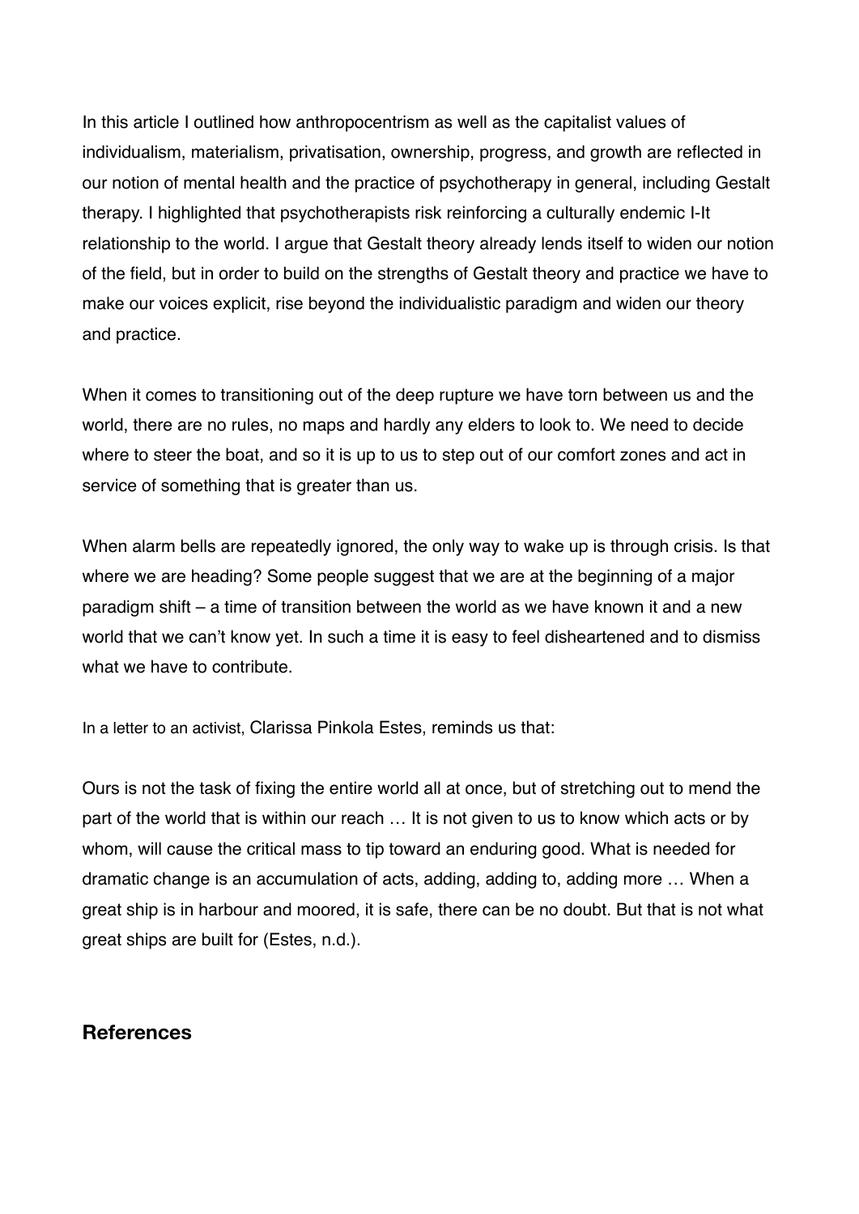In this article I outlined how anthropocentrism as well as the capitalist values of individualism, materialism, privatisation, ownership, progress, and growth are reflected in our notion of mental health and the practice of psychotherapy in general, including Gestalt therapy. I highlighted that psychotherapists risk reinforcing a culturally endemic I-It relationship to the world. I argue that Gestalt theory already lends itself to widen our notion of the field, but in order to build on the strengths of Gestalt theory and practice we have to make our voices explicit, rise beyond the individualistic paradigm and widen our theory and practice.

When it comes to transitioning out of the deep rupture we have torn between us and the world, there are no rules, no maps and hardly any elders to look to. We need to decide where to steer the boat, and so it is up to us to step out of our comfort zones and act in service of something that is greater than us.

When alarm bells are repeatedly ignored, the only way to wake up is through crisis. Is that where we are heading? Some people suggest that we are at the beginning of a major paradigm shift – a time of transition between the world as we have known it and a new world that we can't know yet. In such a time it is easy to feel disheartened and to dismiss what we have to contribute.

In a letter to an activist, Clarissa Pinkola Estes, reminds us that:

Ours is not the task of fixing the entire world all at once, but of stretching out to mend the part of the world that is within our reach … It is not given to us to know which acts or by whom, will cause the critical mass to tip toward an enduring good. What is needed for dramatic change is an accumulation of acts, adding, adding to, adding more … When a great ship is in harbour and moored, it is safe, there can be no doubt. But that is not what great ships are built for (Estes, n.d.).

## References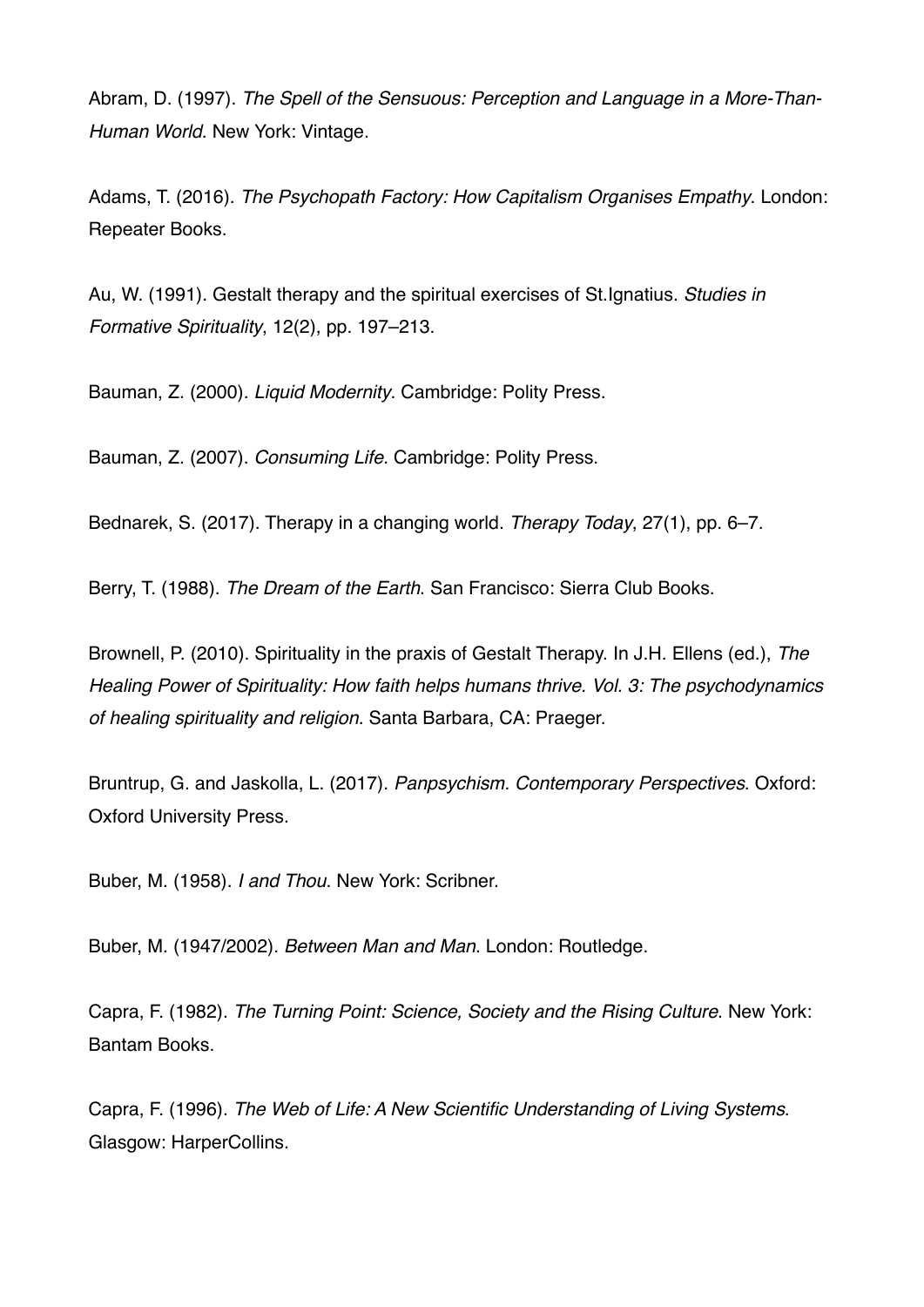Abram, D. (1997). *The Spell of the Sensuous: Perception and Language in a More-Than-Human World*. New York: Vintage.

Adams, T. (2016). *The Psychopath Factory: How Capitalism Organises Empathy*. London: Repeater Books.

Au, W. (1991). Gestalt therapy and the spiritual exercises of St.Ignatius. *Studies in Formative Spirituality*, 12(2), pp. 197–213.

Bauman, Z. (2000). *Liquid Modernity*. Cambridge: Polity Press.

Bauman, Z. (2007). *Consuming Life*. Cambridge: Polity Press.

Bednarek, S. (2017). Therapy in a changing world. *Therapy Today*, 27(1), pp. 6–7.

Berry, T. (1988). *The Dream of the Earth*. San Francisco: Sierra Club Books.

Brownell, P. (2010). Spirituality in the praxis of Gestalt Therapy. In J.H. Ellens (ed.), *The Healing Power of Spirituality: How faith helps humans thrive. Vol. 3: The psychodynamics of healing spirituality and religion*. Santa Barbara, CA: Praeger.

Bruntrup, G. and Jaskolla, L. (2017). *Panpsychism. Contemporary Perspectives*. Oxford: Oxford University Press.

Buber, M. (1958). *I and Thou*. New York: Scribner.

Buber, M. (1947/2002). *Between Man and Man*. London: Routledge.

Capra, F. (1982). *The Turning Point: Science, Society and the Rising Culture*. New York: Bantam Books.

Capra, F. (1996). *The Web of Life: A New Scientific Understanding of Living Systems*. Glasgow: HarperCollins.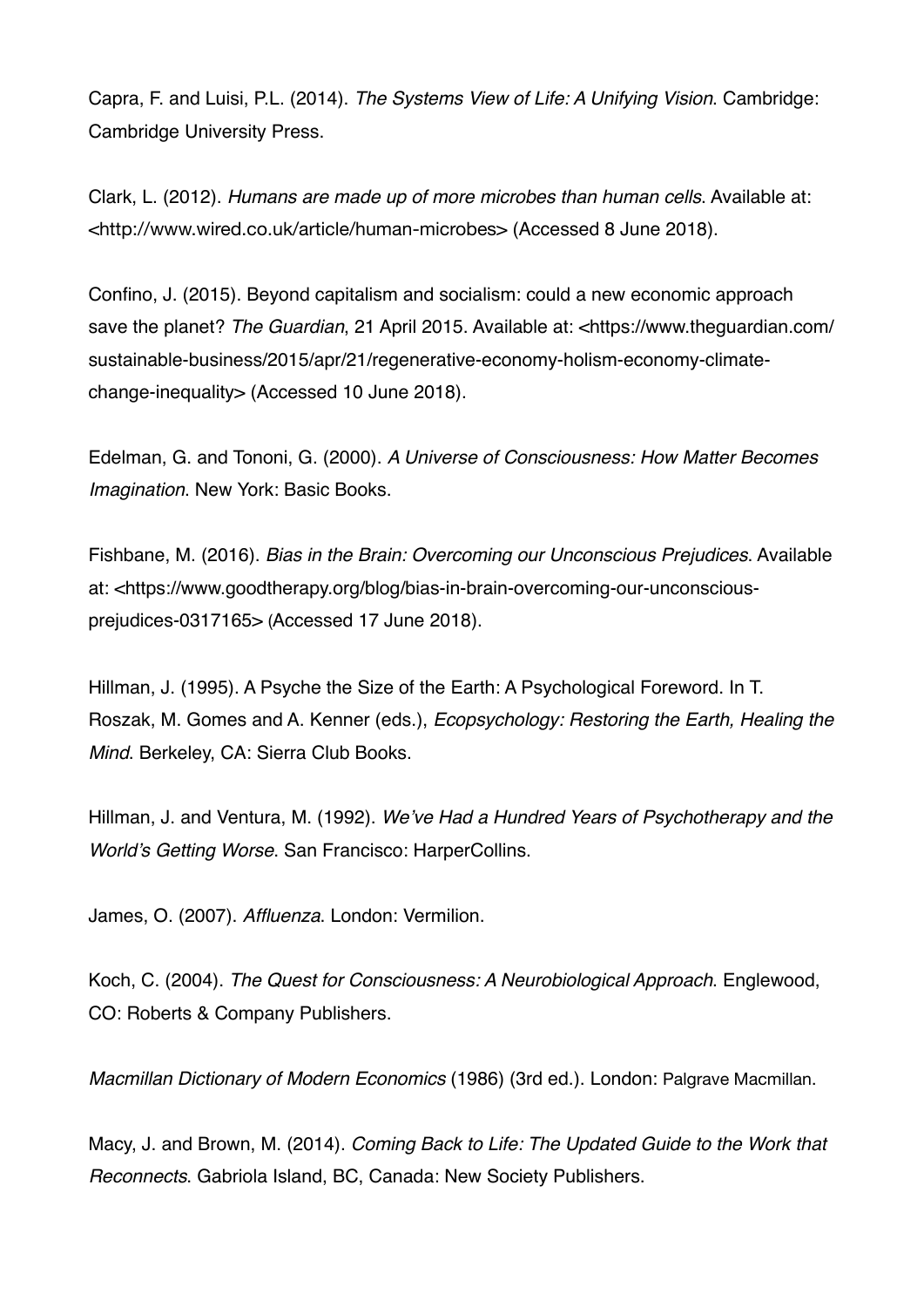Capra, F. and Luisi, P.L. (2014). *The Systems View of Life: A Unifying Vision*. Cambridge: Cambridge University Press.

Clark, L. (2012). *Humans are made up of more microbes than human cells*. Available at: <http://www.wired.co.uk/article/human-microbes> (Accessed 8 June 2018).

Confino, J. (2015). Beyond capitalism and socialism: could a new economic approach save the planet? *The Guardian*, 21 April 2015. Available at: <https://www.theguardian.com/sustainable-business/2015/apr/21/regenerative-economy-holism-economy-climate-change-inequality> (Accessed 10 June 2018).

Edelman, G. and Tononi, G. (2000). *A Universe of Consciousness: How Matter Becomes Imagination*. New York: Basic Books.

Fishbane, M. (2016). *Bias in the Brain: Overcoming our Unconscious Prejudices*. Available at: <https://www.goodtherapy.org/blog/bias-in-brain-overcoming-our-unconscious-prejudices-0317165> (Accessed 17 June 2018).

Hillman, J. (1995). A Psyche the Size of the Earth: A Psychological Foreword. In T. Roszak, M. Gomes and A. Kenner (eds.), *Ecopsychology: Restoring the Earth, Healing the Mind*. Berkeley, CA: Sierra Club Books.

Hillman, J. and Ventura, M. (1992). *We've Had a Hundred Years of Psychotherapy and the World's Getting Worse*. San Francisco: HarperCollins.

James, O. (2007). *Affluenza*. London: Vermilion.

Koch, C. (2004). *The Quest for Consciousness: A Neurobiological Approach*. Englewood, CO: Roberts & Company Publishers.

*Macmillan Dictionary of Modern Economics* (1986) (3rd ed.). London: Palgrave Macmillan.

Macy, J. and Brown, M. (2014). *Coming Back to Life: The Updated Guide to the Work that Reconnects*. Gabriola Island, BC, Canada: New Society Publishers.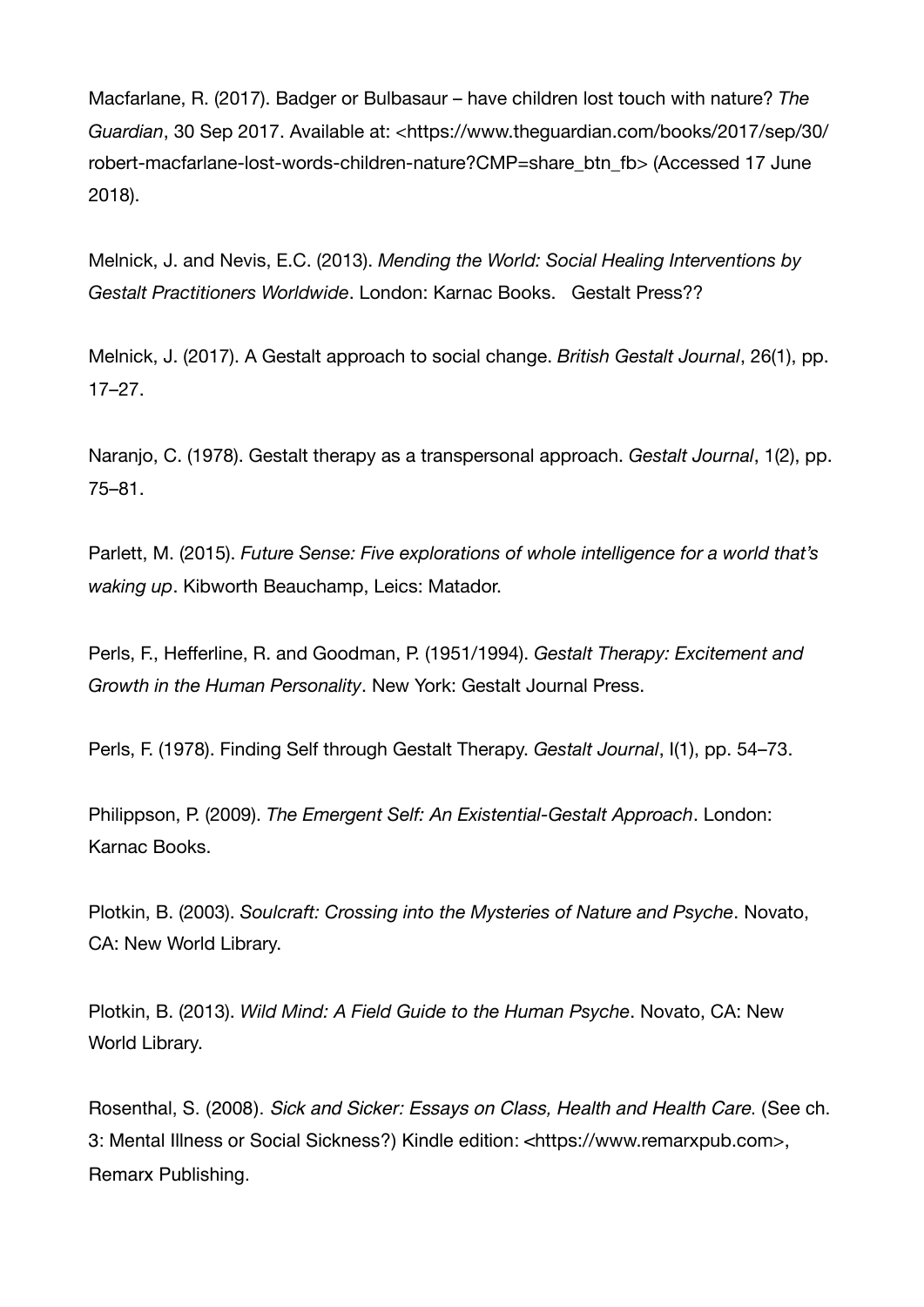Macfarlane, R. (2017). Badger or Bulbasaur – have children lost touch with nature? *The Guardian*, 30 Sep 2017. Available at: <https://www.theguardian.com/books/2017/sep/30/robert-macfarlane-lost-words-children-nature?CMP=share_btn_fb> (Accessed 17 June 2018).

Melnick, J. and Nevis, E.C. (2013). *Mending the World: Social Healing Interventions by Gestalt Practitioners Worldwide*. London: Karnac Books.   Gestalt Press??

Melnick, J. (2017). A Gestalt approach to social change. *British Gestalt Journal*, 26(1), pp. 17–27.

Naranjo, C. (1978). Gestalt therapy as a transpersonal approach. *Gestalt Journal*, 1(2), pp. 75–81.

Parlett, M. (2015). *Future Sense: Five explorations of whole intelligence for a world that's waking up*. Kibworth Beauchamp, Leics: Matador.

Perls, F., Hefferline, R. and Goodman, P. (1951/1994). *Gestalt Therapy: Excitement and Growth in the Human Personality*. New York: Gestalt Journal Press.

Perls, F. (1978). Finding Self through Gestalt Therapy. *Gestalt Journal*, I(1), pp. 54–73.

Philippson, P. (2009). *The Emergent Self: An Existential-Gestalt Approach*. London: Karnac Books.

Plotkin, B. (2003). *Soulcraft: Crossing into the Mysteries of Nature and Psyche*. Novato, CA: New World Library.

Plotkin, B. (2013). *Wild Mind: A Field Guide to the Human Psyche*. Novato, CA: New World Library.

Rosenthal, S. (2008). *Sick and Sicker: Essays on Class, Health and Health Care*. (See ch. 3: Mental Illness or Social Sickness?) Kindle edition: <https://www.remarxpub.com>, Remarx Publishing.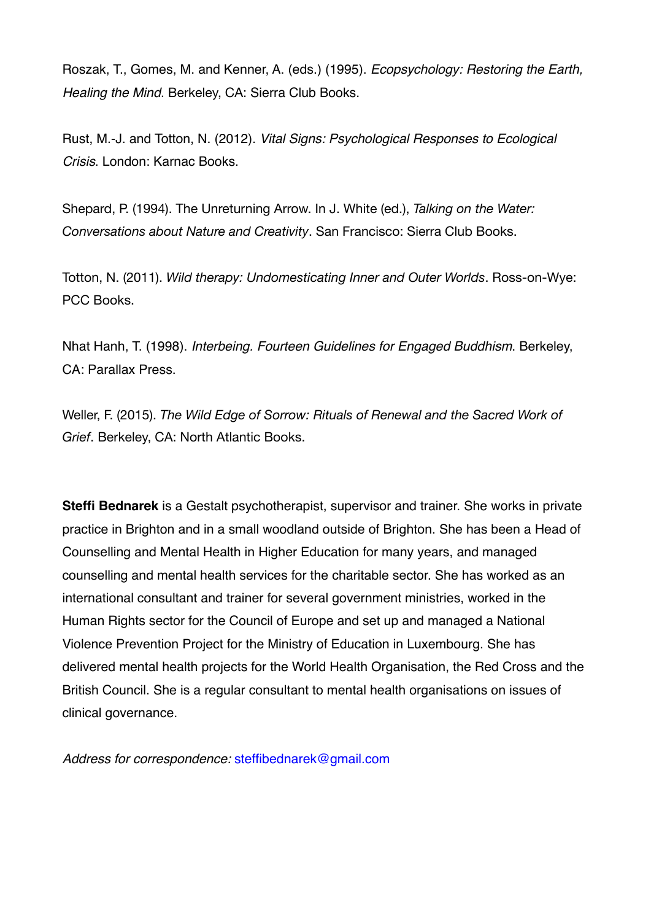Roszak, T., Gomes, M. and Kenner, A. (eds.) (1995). *Ecopsychology: Restoring the Earth, Healing the Mind*. Berkeley, CA: Sierra Club Books.

Rust, M.-J. and Totton, N. (2012). *Vital Signs: Psychological Responses to Ecological Crisis*. London: Karnac Books.

Shepard, P. (1994). The Unreturning Arrow. In J. White (ed.), *Talking on the Water: Conversations about Nature and Creativity*. San Francisco: Sierra Club Books.

Totton, N. (2011). *Wild therapy: Undomesticating Inner and Outer Worlds*. Ross-on-Wye: PCC Books.

Nhat Hanh, T. (1998). *Interbeing. Fourteen Guidelines for Engaged Buddhism*. Berkeley, CA: Parallax Press.

Weller, F. (2015). *The Wild Edge of Sorrow: Rituals of Renewal and the Sacred Work of Grief*. Berkeley, CA: North Atlantic Books.

**Steffi Bednarek** is a Gestalt psychotherapist, supervisor and trainer. She works in private practice in Brighton and in a small woodland outside of Brighton. She has been a Head of Counselling and Mental Health in Higher Education for many years, and managed counselling and mental health services for the charitable sector. She has worked as an international consultant and trainer for several government ministries, worked in the Human Rights sector for the Council of Europe and set up and managed a National Violence Prevention Project for the Ministry of Education in Luxembourg. She has delivered mental health projects for the World Health Organisation, the Red Cross and the British Council. She is a regular consultant to mental health organisations on issues of clinical governance.

*Address for correspondence:* steffibednarek@gmail.com